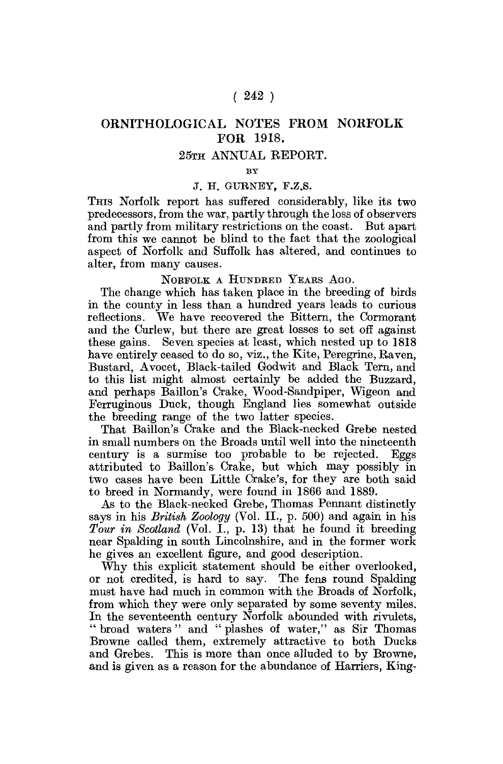# ORNITHOLOGICAL NOTES FROM NORFOLK FOR 1918.

## 25TH ANNUAL REPORT.

BY

J. H. GURNEY, F.Z.S.

THIS Norfolk report has suffered considerably, like its two predecessors, from the war, partly through the loss of observers and partly from military restrictions on the coast. But apart from this we cannot be blind to the fact that the zoological aspect of Norfolk and Suffolk has altered, and continues to alter, from many causes.

### NORFOLK A HUNDRED YEARS AGO.

The change which has taken place in the breeding of birds in the county in less than a hundred years leads to curious reflections. We have recovered the Bittern, the Cormorant and the Curlew, but there are great losses to set off against these gains. Seven species at least, which nested up to 1818 have entirely ceased to do so, viz., the Kite, Peregrine, Raven, Bustard, Avocet, Black-tailed Godwit and Black Tern, and to this list might almost certainly be added the Buzzard, and perhaps Baillon's Crake, Wood-Sandpiper, Wigeon and Ferruginous Duck, though England lies somewhat outside the breeding range of the two latter species.

That Baillon's Crake and the Black-necked Grebe nested in small numbers on the Broads until well into the nineteenth century is a surmise too probable to be rejected. Eggs attributed to Baillon's Crake, but which may possibly in two cases have been Little Crake's, for they are both said to breed in Normandy, were found in 1866 and 1889.

As to the Black-necked Grebe, Thomas Pennant distinctly says in his *British Zoology* (Vol. II., p. 500) and again in his *Tour in Scotland* (Vol. I., p. 13) that he found it breeding near Spalding in south Lincolnshire, and in the former work he gives an excellent figure, and good description.

Why this explicit statement should be either overlooked, or not credited, is hard to say. The fens round Spalding must have had much in common with the Broads of Norfolk, from which they were only separated by some seventy miles. In the seventeenth century Norfolk abounded with rivulets, "broad waters" and "plashes of water," as Sir Thomas Browne called them, extremely attractive to both Ducks and Grebes. This is more than once alluded to by Browne, and is given as a reason for the abundance of Harriers, King-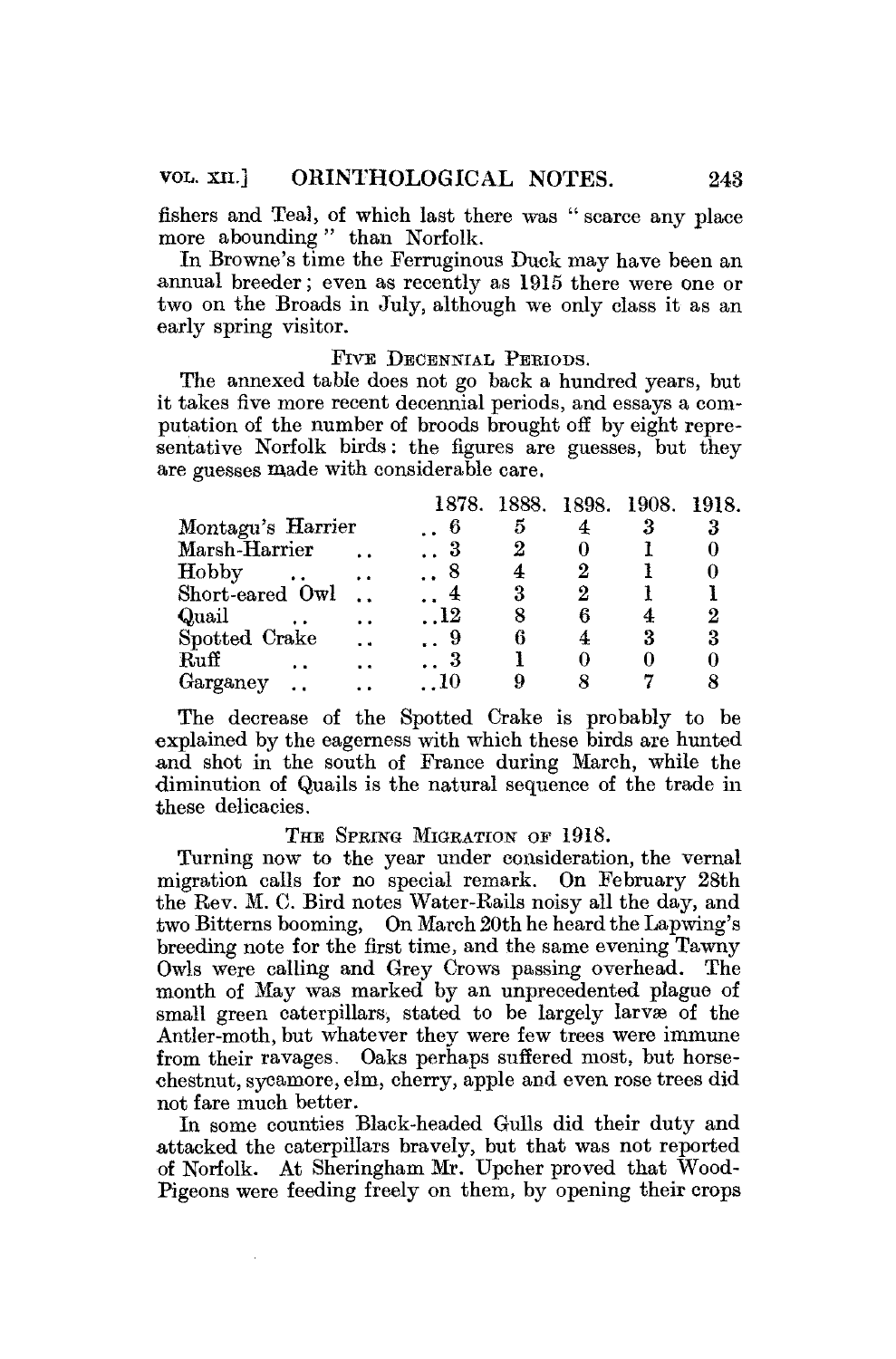fishers and Teal, of which last there was "scarce any place more abounding" than Norfolk.

In Browne's time the Ferruginous Duck may have been an annual breeder; even as recently as 1915 there were one or two on the Broads in July, although we only class it as an early spring visitor.

### Five Decennial Periods.

The annexed table does not go back a hundred years, but it takes five more recent decennial periods, and essays a computation of the number of broods brought off by eight representative Norfolk birds: the figures are guesses, but they are guesses made with considerable care.

| | 1878. | 1888. | 1898. | 1908. | 1918. |
|---|---|---|---|---|---|
| Montagu's Harrier | 6 | 5 | 4 | 3 | 3 |
| Marsh-Harrier | 3 | 2 | 0 | 1 | 0 |
| Hobby | 8 | 4 | 2 | 1 | 0 |
| Short-eared Owl | 4 | 3 | 2 | 1 | 1 |
| Quail | 12 | 8 | 6 | 4 | 2 |
| Spotted Crake | 9 | 6 | 4 | 3 | 3 |
| Ruff | 3 | 1 | 0 | 0 | 0 |
| Garganey | 10 | 9 | 8 | 7 | 8 |

The decrease of the Spotted Crake is probably to be explained by the eagerness with which these birds are hunted and shot in the south of France during March, while the diminution of Quails is the natural sequence of the trade in these delicacies.

### The Spring Migration of 1918.

Turning now to the year under consideration, the vernal migration calls for no special remark. On February 28th the Rev. M. C. Bird notes Water-Rails noisy all the day, and two Bitterns booming. On March 20th he heard the Lapwing's breeding note for the first time, and the same evening Tawny Owls were calling and Grey Crows passing overhead. The month of May was marked by an unprecedented plague of small green caterpillars, stated to be largely larvæ of the Antler-moth, but whatever they were few trees were immune from their ravages. Oaks perhaps suffered most, but horse-chestnut, sycamore, elm, cherry, apple and even rose trees did not fare much better.

In some counties Black-headed Gulls did their duty and attacked the caterpillars bravely, but that was not reported of Norfolk. At Sheringham Mr. Upcher proved that Wood-Pigeons were feeding freely on them, by opening their crops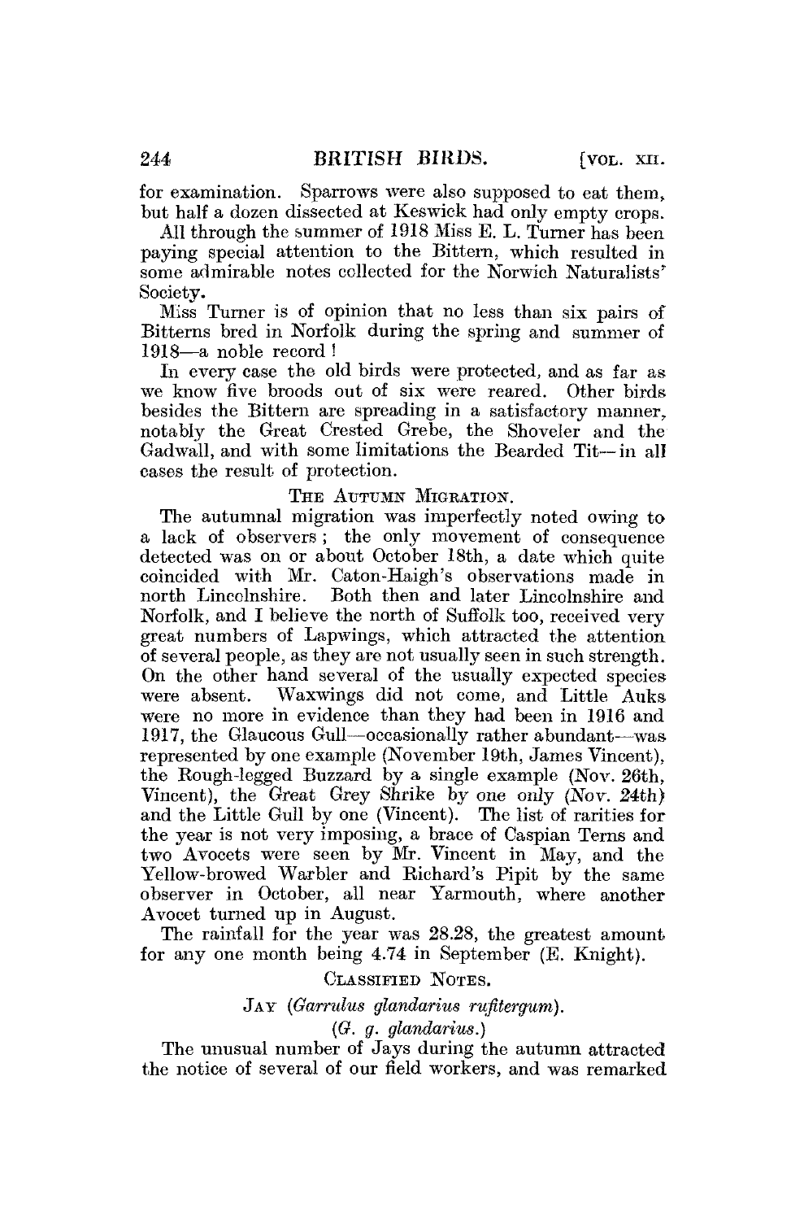for examination. Sparrows were also supposed to eat them, but half a dozen dissected at Keswick had only empty crops.

All through the summer of 1918 Miss E. L. Turner has been paying special attention to the Bittern, which resulted in some admirable notes collected for the Norwich Naturalists' Society.

Miss Turner is of opinion that no less than six pairs of Bitterns bred in Norfolk during the spring and summer of 1918—a noble record!

In every case the old birds were protected, and as far as we know five broods out of six were reared. Other birds besides the Bittern are spreading in a satisfactory manner, notably the Great Crested Grebe, the Shoveler and the Gadwall, and with some limitations the Bearded Tit—in all cases the result of protection.

### The Autumn Migration.

The autumnal migration was imperfectly noted owing to a lack of observers; the only movement of consequence detected was on or about October 18th, a date which quite coincided with Mr. Caton-Haigh's observations made in north Lincolnshire. Both then and later Lincolnshire and Norfolk, and I believe the north of Suffolk too, received very great numbers of Lapwings, which attracted the attention of several people, as they are not usually seen in such strength. On the other hand several of the usually expected species were absent. Waxwings did not come, and Little Auks were no more in evidence than they had been in 1916 and 1917, the Glaucous Gull—occasionally rather abundant—was represented by one example (November 19th, James Vincent), the Rough-legged Buzzard by a single example (Nov. 26th, Vincent), the Great Grey Shrike by one only (Nov. 24th) and the Little Gull by one (Vincent). The list of rarities for the year is not very imposing, a brace of Caspian Terns and two Avocets were seen by Mr. Vincent in May, and the Yellow-browed Warbler and Richard's Pipit by the same observer in October, all near Yarmouth, where another Avocet turned up in August.

The rainfall for the year was 28.28, the greatest amount for any one month being 4.74 in September (E. Knight).

### Classified Notes.

#### Jay (*Garrulus glandarius rufitergum*).
#### (*G. g. glandarius.*)

The unusual number of Jays during the autumn attracted the notice of several of our field workers, and was remarked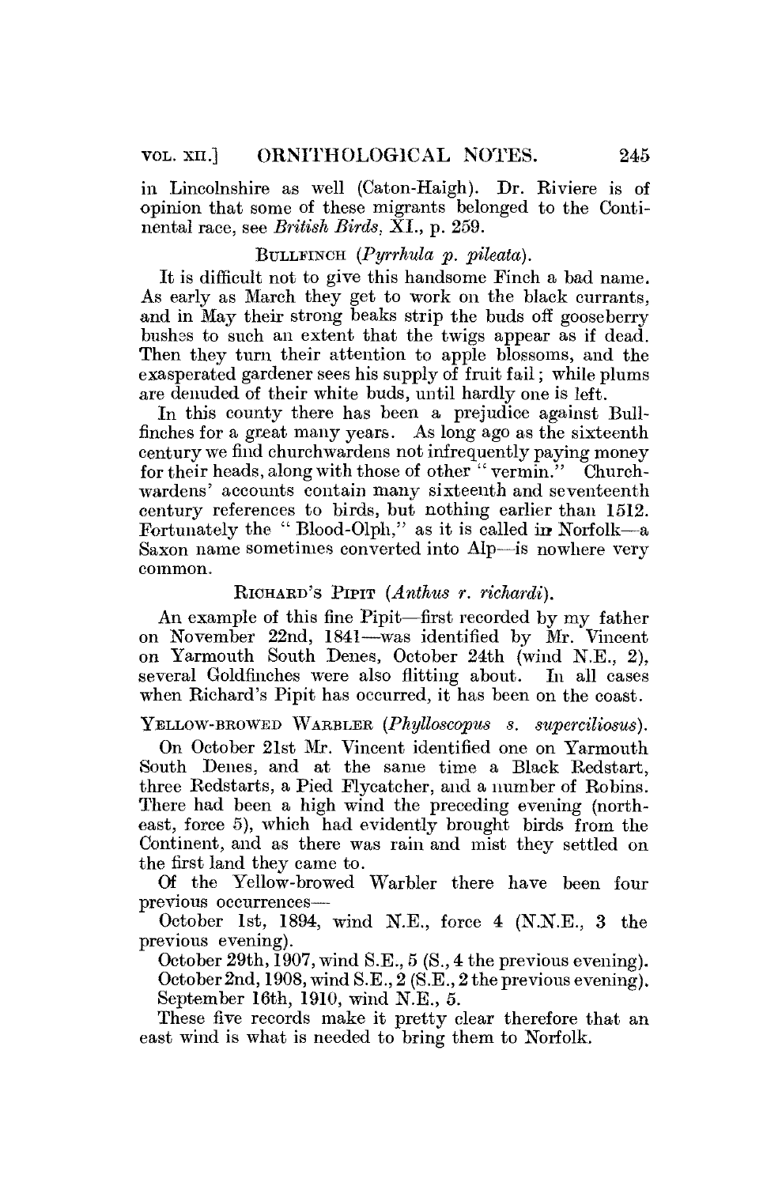in Lincolnshire as well (Caton-Haigh). Dr. Riviere is of opinion that some of these migrants belonged to the Continental race, see *British Birds*, XI., p. 259.

### Bullfinch (*Pyrrhula p. pileata*).

It is difficult not to give this handsome Finch a bad name. As early as March they get to work on the black currants, and in May their strong beaks strip the buds off gooseberry bushes to such an extent that the twigs appear as if dead. Then they turn their attention to apple blossoms, and the exasperated gardener sees his supply of fruit fail; while plums are denuded of their white buds, until hardly one is left.

In this county there has been a prejudice against Bullfinches for a great many years. As long ago as the sixteenth century we find churchwardens not infrequently paying money for their heads, along with those of other "vermin." Churchwardens' accounts contain many sixteenth and seventeenth century references to birds, but nothing earlier than 1512. Fortunately the "Blood-Olph," as it is called in Norfolk—a Saxon name sometimes converted into Alp—is nowhere very common.

### Richard's Pipit (*Anthus r. richardi*).

An example of this fine Pipit—first recorded by my father on November 22nd, 1841—was identified by Mr. Vincent on Yarmouth South Denes, October 24th (wind N.E., 2), several Goldfinches were also flitting about. In all cases when Richard's Pipit has occurred, it has been on the coast.

### Yellow-browed Warbler (*Phylloscopus s. superciliosus*).

On October 21st Mr. Vincent identified one on Yarmouth South Denes, and at the same time a Black Redstart, three Redstarts, a Pied Flycatcher, and a number of Robins. There had been a high wind the preceding evening (north-east, force 5), which had evidently brought birds from the Continent, and as there was rain and mist they settled on the first land they came to.

Of the Yellow-browed Warbler there have been four previous occurrences—

October 1st, 1894, wind N.E., force 4 (N.N.E., 3 the previous evening).

October 29th, 1907, wind S.E., 5 (S., 4 the previous evening).

October 2nd, 1908, wind S.E., 2 (S.E., 2 the previous evening).

September 16th, 1910, wind N.E., 5.

These five records make it pretty clear therefore that an east wind is what is needed to bring them to Norfolk.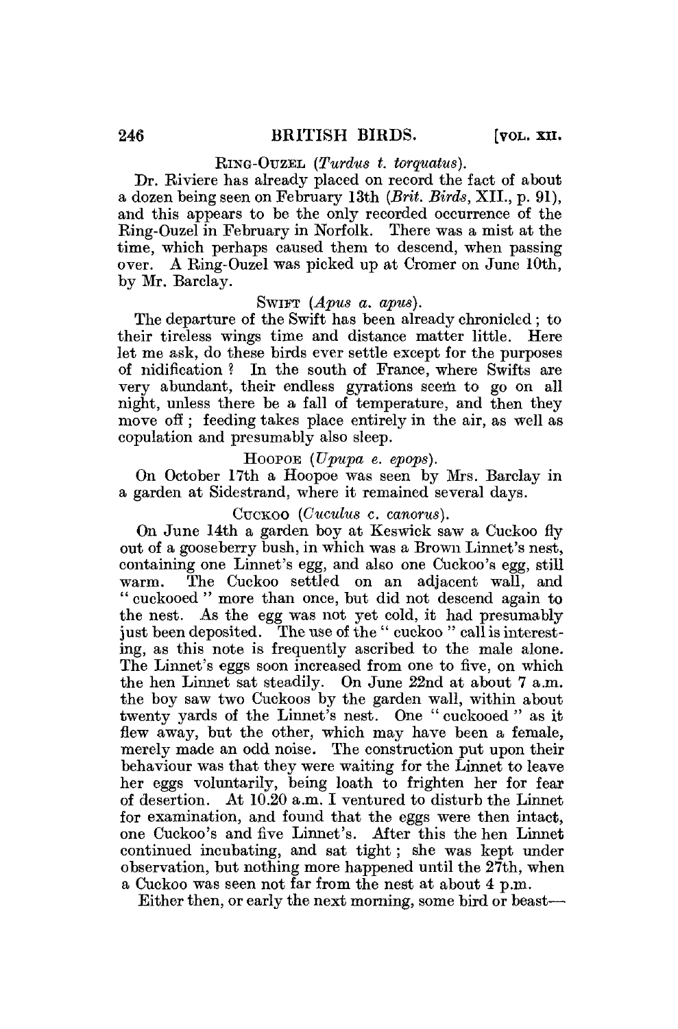### RING-OUZEL (*Turdus t. torquatus*).

Dr. Riviere has already placed on record the fact of about a dozen being seen on February 13th (*Brit. Birds*, XII., p. 91), and this appears to be the only recorded occurrence of the Ring-Ouzel in February in Norfolk. There was a mist at the time, which perhaps caused them to descend, when passing over. A Ring-Ouzel was picked up at Cromer on June 10th, by Mr. Barclay.

### SWIFT (*Apus a. apus*).

The departure of the Swift has been already chronicled; to their tireless wings time and distance matter little. Here let me ask, do these birds ever settle except for the purposes of nidification? In the south of France, where Swifts are very abundant, their endless gyrations seem to go on all night, unless there be a fall of temperature, and then they move off; feeding takes place entirely in the air, as well as copulation and presumably also sleep.

### HOOPOE (*Upupa e. epops*).

On October 17th a Hoopoe was seen by Mrs. Barclay in a garden at Sidestrand, where it remained several days.

### CUCKOO (*Cuculus c. canorus*).

On June 14th a garden boy at Keswick saw a Cuckoo fly out of a gooseberry bush, in which was a Brown Linnet's nest, containing one Linnet's egg, and also one Cuckoo's egg, still warm. The Cuckoo settled on an adjacent wall, and "cuckooed" more than once, but did not descend again to the nest. As the egg was not yet cold, it had presumably just been deposited. The use of the "cuckoo" call is interesting, as this note is frequently ascribed to the male alone. The Linnet's eggs soon increased from one to five, on which the hen Linnet sat steadily. On June 22nd at about 7 a.m. the boy saw two Cuckoos by the garden wall, within about twenty yards of the Linnet's nest. One "cuckooed" as it flew away, but the other, which may have been a female, merely made an odd noise. The construction put upon their behaviour was that they were waiting for the Linnet to leave her eggs voluntarily, being loath to frighten her for fear of desertion. At 10.20 a.m. I ventured to disturb the Linnet for examination, and found that the eggs were then intact, one Cuckoo's and five Linnet's. After this the hen Linnet continued incubating, and sat tight; she was kept under observation, but nothing more happened until the 27th, when a Cuckoo was seen not far from the nest at about 4 p.m.

Either then, or early the next morning, some bird or beast—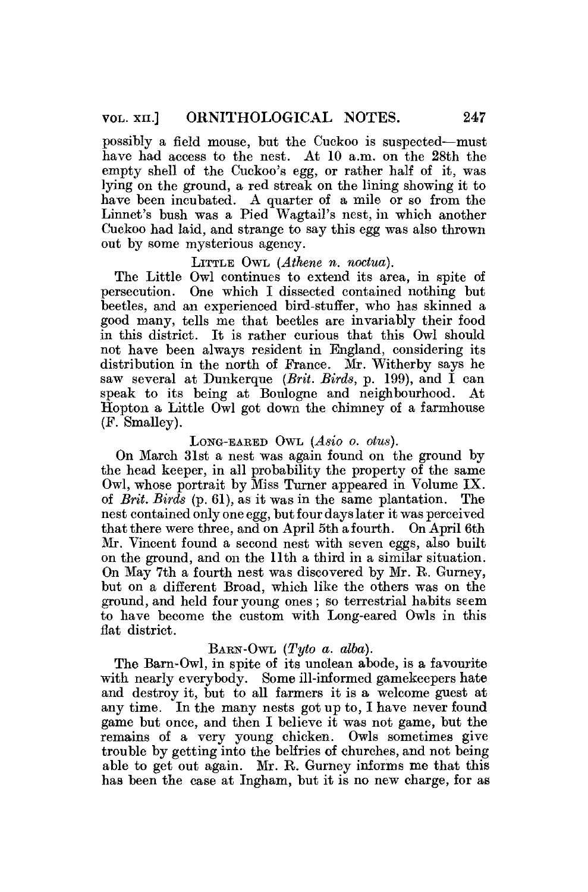possibly a field mouse, but the Cuckoo is suspected—must have had access to the nest. At 10 a.m. on the 28th the empty shell of the Cuckoo's egg, or rather half of it, was lying on the ground, a red streak on the lining showing it to have been incubated. A quarter of a mile or so from the Linnet's bush was a Pied Wagtail's nest, in which another Cuckoo had laid, and strange to say this egg was also thrown out by some mysterious agency.

### Little Owl (*Athene n. noctua*).

The Little Owl continues to extend its area, in spite of persecution. One which I dissected contained nothing but beetles, and an experienced bird-stuffer, who has skinned a good many, tells me that beetles are invariably their food in this district. It is rather curious that this Owl should not have been always resident in England, considering its distribution in the north of France. Mr. Witherby says he saw several at Dunkerque (*Brit. Birds*, p. 199), and I can speak to its being at Boulogne and neighbourhood. At Hopton a Little Owl got down the chimney of a farmhouse (F. Smalley).

### Long-eared Owl (*Asio o. otus*).

On March 31st a nest was again found on the ground by the head keeper, in all probability the property of the same Owl, whose portrait by Miss Turner appeared in Volume IX. of *Brit. Birds* (p. 61), as it was in the same plantation. The nest contained only one egg, but four days later it was perceived that there were three, and on April 5th a fourth. On April 6th Mr. Vincent found a second nest with seven eggs, also built on the ground, and on the 11th a third in a similar situation. On May 7th a fourth nest was discovered by Mr. R. Gurney, but on a different Broad, which like the others was on the ground, and held four young ones; so terrestrial habits seem to have become the custom with Long-eared Owls in this flat district.

### Barn-Owl (*Tyto a. alba*).

The Barn-Owl, in spite of its unclean abode, is a favourite with nearly everybody. Some ill-informed gamekeepers hate and destroy it, but to all farmers it is a welcome guest at any time. In the many nests got up to, I have never found game but once, and then I believe it was not game, but the remains of a very young chicken. Owls sometimes give trouble by getting into the belfries of churches, and not being able to get out again. Mr. R. Gurney informs me that this has been the case at Ingham, but it is no new charge, for as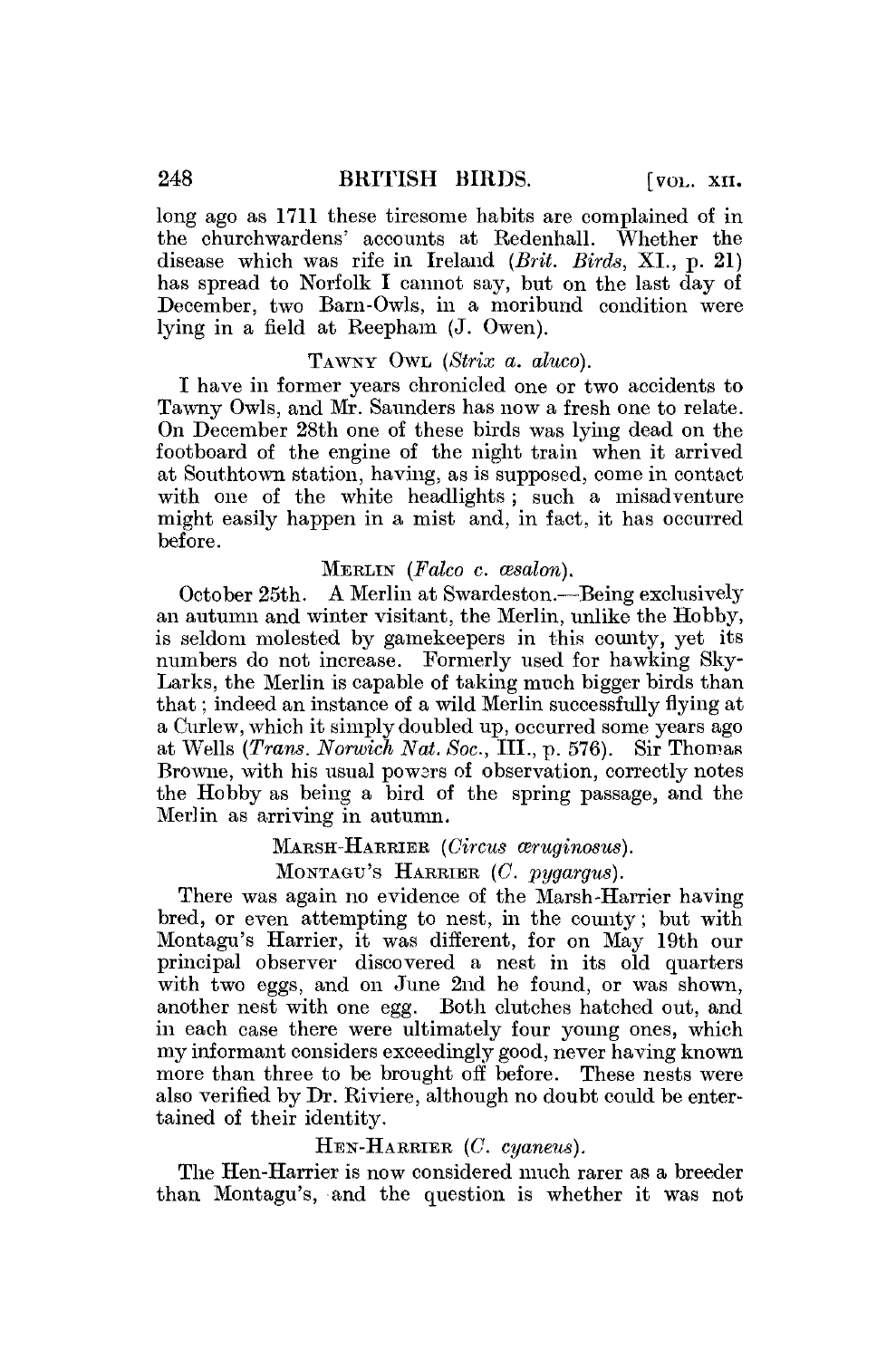long ago as 1711 these tiresome habits are complained of in the churchwardens' accounts at Redenhall. Whether the disease which was rife in Ireland (*Brit. Birds*, XI., p. 21) has spread to Norfolk I cannot say, but on the last day of December, two Barn-Owls, in a moribund condition were lying in a field at Reepham (J. Owen).

### TAWNY OWL (*Strix a. aluco*).

I have in former years chronicled one or two accidents to Tawny Owls, and Mr. Saunders has now a fresh one to relate. On December 28th one of these birds was lying dead on the footboard of the engine of the night train when it arrived at Southtown station, having, as is supposed, come in contact with one of the white headlights; such a misadventure might easily happen in a mist and, in fact, it has occurred before.

### MERLIN (*Falco c. æsalon*).

October 25th. A Merlin at Swardeston.—Being exclusively an autumn and winter visitant, the Merlin, unlike the Hobby, is seldom molested by gamekeepers in this county, yet its numbers do not increase. Formerly used for hawking Sky-Larks, the Merlin is capable of taking much bigger birds than that; indeed an instance of a wild Merlin successfully flying at a Curlew, which it simply doubled up, occurred some years ago at Wells (*Trans. Norwich Nat. Soc.*, III., p. 576). Sir Thomas Browne, with his usual powers of observation, correctly notes the Hobby as being a bird of the spring passage, and the Merlin as arriving in autumn.

### MARSH-HARRIER (*Circus æruginosus*).

### MONTAGU'S HARRIER (*C. pygargus*).

There was again no evidence of the Marsh-Harrier having bred, or even attempting to nest, in the county; but with Montagu's Harrier, it was different, for on May 19th our principal observer discovered a nest in its old quarters with two eggs, and on June 2nd he found, or was shown, another nest with one egg. Both clutches hatched out, and in each case there were ultimately four young ones, which my informant considers exceedingly good, never having known more than three to be brought off before. These nests were also verified by Dr. Riviere, although no doubt could be entertained of their identity.

### HEN-HARRIER (*C. cyaneus*).

The Hen-Harrier is now considered much rarer as a breeder than Montagu's, and the question is whether it was not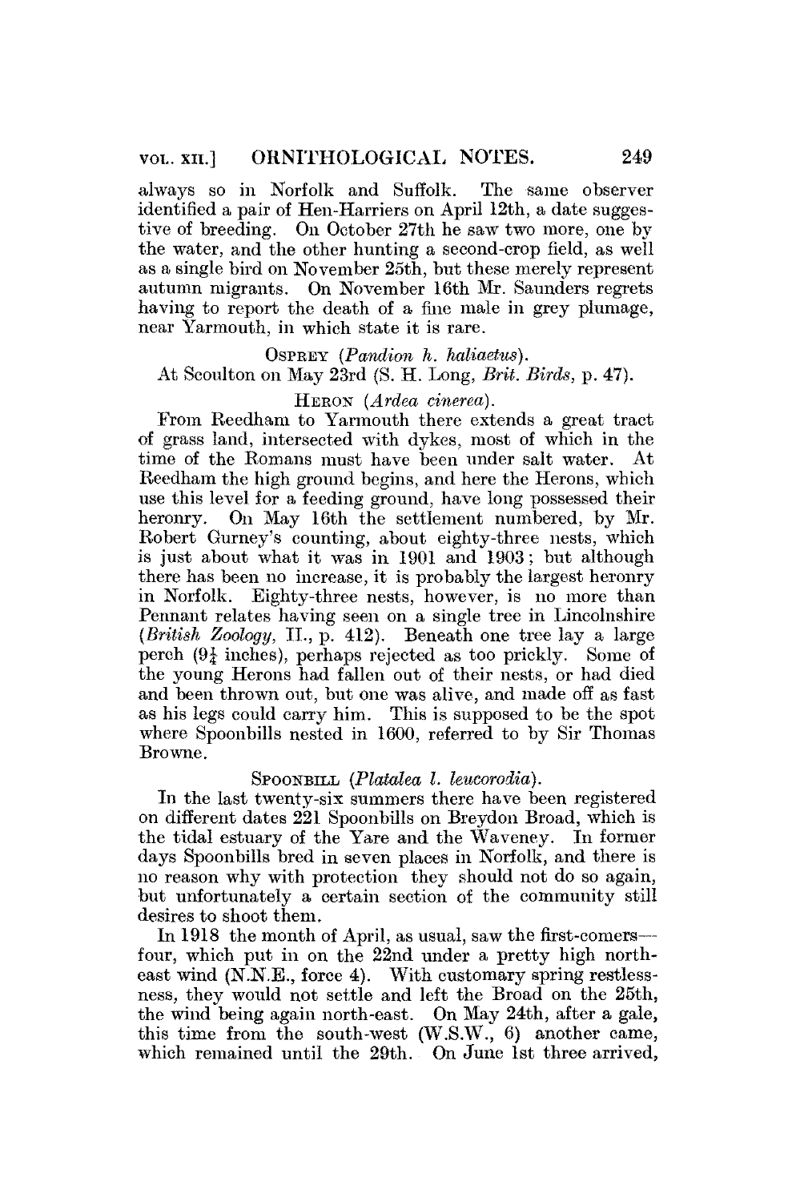always so in Norfolk and Suffolk. The same observer identified a pair of Hen-Harriers on April 12th, a date suggestive of breeding. On October 27th he saw two more, one by the water, and the other hunting a second-crop field, as well as a single bird on November 25th, but these merely represent autumn migrants. On November 16th Mr. Saunders regrets having to report the death of a fine male in grey plumage, near Yarmouth, in which state it is rare.

### OSPREY (*Pandion h. haliaetus*).

At Scoulton on May 23rd (S. H. Long, *Brit. Birds*, p. 47).

### HERON (*Ardea cinerea*).

From Reedham to Yarmouth there extends a great tract of grass land, intersected with dykes, most of which in the time of the Romans must have been under salt water. At Reedham the high ground begins, and here the Herons, which use this level for a feeding ground, have long possessed their heronry. On May 16th the settlement numbered, by Mr. Robert Gurney's counting, about eighty-three nests, which is just about what it was in 1901 and 1903; but although there has been no increase, it is probably the largest heronry in Norfolk. Eighty-three nests, however, is no more than Pennant relates having seen on a single tree in Lincolnshire (*British Zoology*, II., p. 412). Beneath one tree lay a large perch (9¼ inches), perhaps rejected as too prickly. Some of the young Herons had fallen out of their nests, or had died and been thrown out, but one was alive, and made off as fast as his legs could carry him. This is supposed to be the spot where Spoonbills nested in 1600, referred to by Sir Thomas Browne.

### SPOONBILL (*Platalea l. leucorodia*).

In the last twenty-six summers there have been registered on different dates 221 Spoonbills on Breydon Broad, which is the tidal estuary of the Yare and the Waveney. In former days Spoonbills bred in seven places in Norfolk, and there is no reason why with protection they should not do so again, but unfortunately a certain section of the community still desires to shoot them.

In 1918 the month of April, as usual, saw the first-comers—four, which put in on the 22nd under a pretty high north-east wind (N.N.E., force 4). With customary spring restlessness, they would not settle and left the Broad on the 25th, the wind being again north-east. On May 24th, after a gale, this time from the south-west (W.S.W., 6) another came, which remained until the 29th. On June 1st three arrived,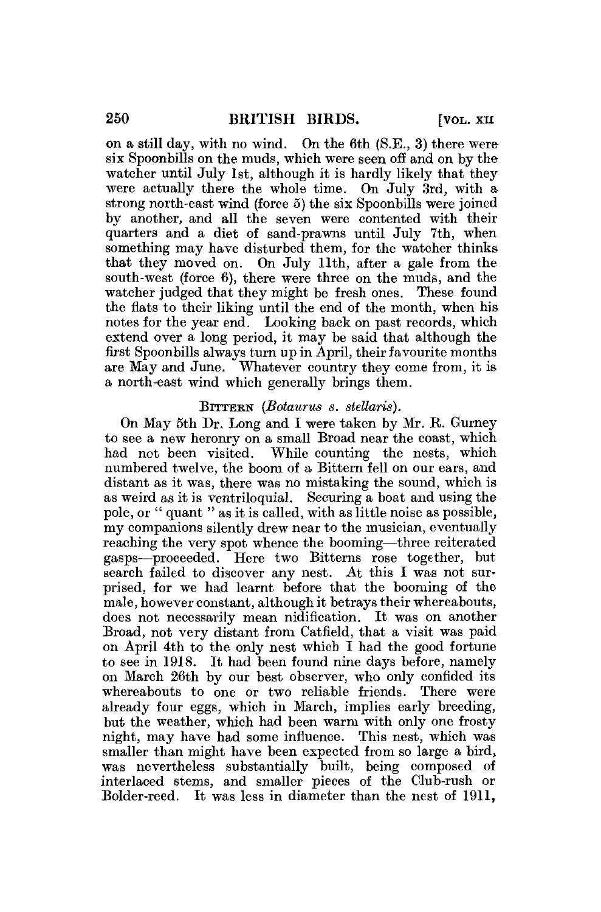on a still day, with no wind. On the 6th (S.E., 3) there were six Spoonbills on the muds, which were seen off and on by the watcher until July 1st, although it is hardly likely that they were actually there the whole time. On July 3rd, with a strong north-east wind (force 5) the six Spoonbills were joined by another, and all the seven were contented with their quarters and a diet of sand-prawns until July 7th, when something may have disturbed them, for the watcher thinks that they moved on. On July 11th, after a gale from the south-west (force 6), there were three on the muds, and the watcher judged that they might be fresh ones. These found the flats to their liking until the end of the month, when his notes for the year end. Looking back on past records, which extend over a long period, it may be said that although the first Spoonbills always turn up in April, their favourite months are May and June. Whatever country they come from, it is a north-east wind which generally brings them.

### BITTERN (*Botaurus s. stellaris*).

On May 5th Dr. Long and I were taken by Mr. R. Gurney to see a new heronry on a small Broad near the coast, which had not been visited. While counting the nests, which numbered twelve, the boom of a Bittern fell on our ears, and distant as it was, there was no mistaking the sound, which is as weird as it is ventriloquial. Securing a boat and using the pole, or " quant " as it is called, with as little noise as possible, my companions silently drew near to the musician, eventually reaching the very spot whence the booming—three reiterated gasps—proceeded. Here two Bitterns rose together, but search failed to discover any nest. At this I was not surprised, for we had learnt before that the booming of the male, however constant, although it betrays their whereabouts, does not necessarily mean nidification. It was on another Broad, not very distant from Catfield, that a visit was paid on April 4th to the only nest which I had the good fortune to see in 1918. It had been found nine days before, namely on March 26th by our best observer, who only confided its whereabouts to one or two reliable friends. There were already four eggs, which in March, implies early breeding, but the weather, which had been warm with only one frosty night, may have had some influence. This nest, which was smaller than might have been expected from so large a bird, was nevertheless substantially built, being composed of interlaced stems, and smaller pieces of the Club-rush or Bolder-reed. It was less in diameter than the nest of 1911,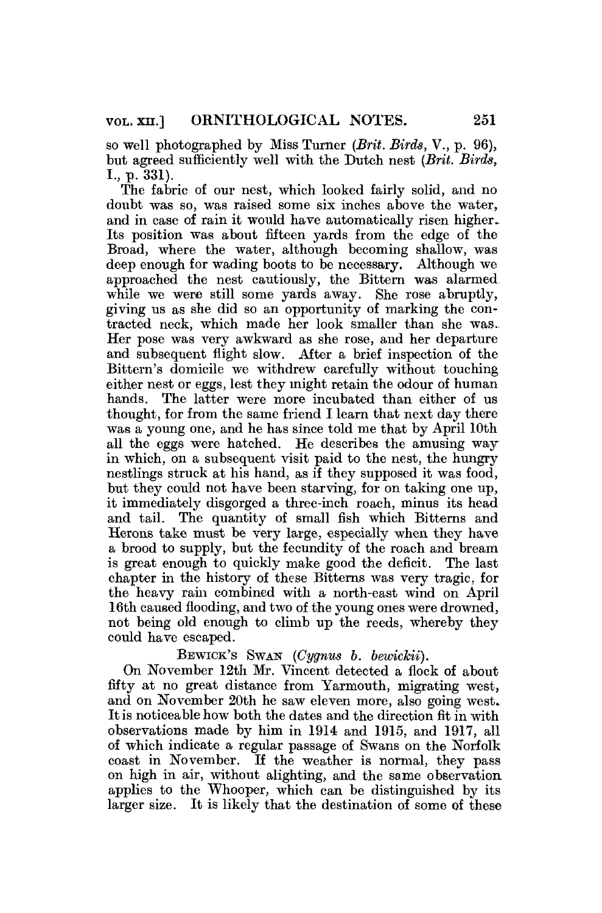so well photographed by Miss Turner (*Brit. Birds*, V., p. 96), but agreed sufficiently well with the Dutch nest (*Brit. Birds*, I., p. 331).

The fabric of our nest, which looked fairly solid, and no doubt was so, was raised some six inches above the water, and in case of rain it would have automatically risen higher. Its position was about fifteen yards from the edge of the Broad, where the water, although becoming shallow, was deep enough for wading boots to be necessary. Although we approached the nest cautiously, the Bittern was alarmed while we were still some yards away. She rose abruptly, giving us as she did so an opportunity of marking the contracted neck, which made her look smaller than she was. Her pose was very awkward as she rose, and her departure and subsequent flight slow. After a brief inspection of the Bittern's domicile we withdrew carefully without touching either nest or eggs, lest they might retain the odour of human hands. The latter were more incubated than either of us thought, for from the same friend I learn that next day there was a young one, and he has since told me that by April 10th all the eggs were hatched. He describes the amusing way in which, on a subsequent visit paid to the nest, the hungry nestlings struck at his hand, as if they supposed it was food, but they could not have been starving, for on taking one up, it immediately disgorged a three-inch roach, minus its head and tail. The quantity of small fish which Bitterns and Herons take must be very large, especially when they have a brood to supply, but the fecundity of the roach and bream is great enough to quickly make good the deficit. The last chapter in the history of these Bitterns was very tragic, for the heavy rain combined with a north-east wind on April 16th caused flooding, and two of the young ones were drowned, not being old enough to climb up the reeds, whereby they could have escaped.

BEWICK'S SWAN (*Cygnus b. bewickii*).

On November 12th Mr. Vincent detected a flock of about fifty at no great distance from Yarmouth, migrating west, and on November 20th he saw eleven more, also going west. It is noticeable how both the dates and the direction fit in with observations made by him in 1914 and 1915, and 1917, all of which indicate a regular passage of Swans on the Norfolk coast in November. If the weather is normal, they pass on high in air, without alighting, and the same observation applies to the Whooper, which can be distinguished by its larger size. It is likely that the destination of some of these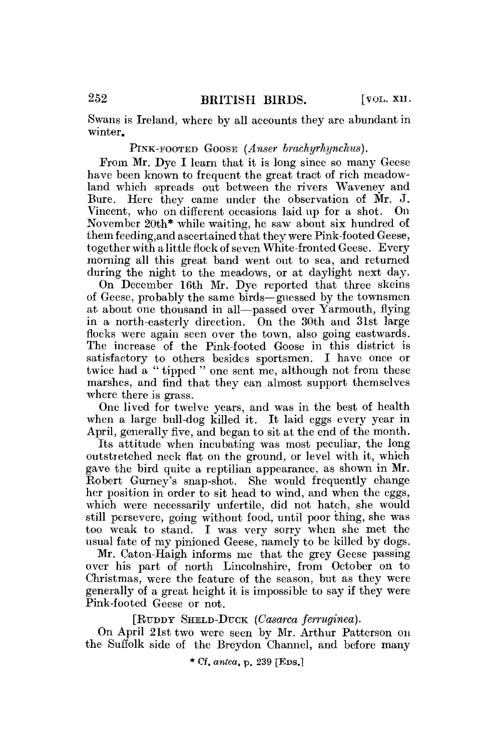Swans is Ireland, where by all accounts they are abundant in winter.

PINK-FOOTED GOOSE (*Anser brachyrhynchus*).

From Mr. Dye I learn that it is long since so many Geese have been known to frequent the great tract of rich meadowland which spreads out between the rivers Waveney and Bure. Here they came under the observation of Mr. J. Vincent, who on different occasions laid up for a shot. On November 20th* while waiting, he saw about six hundred of them feeding,and ascertained that they were Pink-footed Geese, together with a little flock of seven White-fronted Geese. Every morning all this great band went out to sea, and returned during the night to the meadows, or at daylight next day.

On December 16th Mr. Dye reported that three skeins of Geese, probably the same birds—guessed by the townsmen at about one thousand in all—passed over Yarmouth, flying in a north-easterly direction. On the 30th and 31st large flocks were again seen over the town, also going eastwards. The increase of the Pink-footed Goose in this district is satisfactory to others besides sportsmen. I have once or twice had a "tipped" one sent me, although not from these marshes, and find that they can almost support themselves where there is grass.

One lived for twelve years, and was in the best of health when a large bull-dog killed it. It laid eggs every year in April, generally five, and began to sit at the end of the month. Its attitude when incubating was most peculiar, the long outstretched neck flat on the ground, or level with it, which gave the bird quite a reptilian appearance, as shown in Mr. Robert Gurney's snap-shot. She would frequently change her position in order to sit head to wind, and when the eggs, which were necessarily unfertile, did not hatch, she would still persevere, going without food, until poor thing, she was too weak to stand. I was very sorry when she met the usual fate of my pinioned Geese, namely to be killed by dogs.

Mr. Caton-Haigh informs me that the grey Geese passing over his part of north Lincolnshire, from October on to Christmas, were the feature of the season, but as they were generally of a great height it is impossible to say if they were Pink-footed Geese or not.

[RUDDY SHELD-DUCK (*Casarca ferruginea*).

On April 21st two were seen by Mr. Arthur Patterson on the Suffolk side of the Breydon Channel, and before many

* Cf. *antea*, p. 239 [EDS.]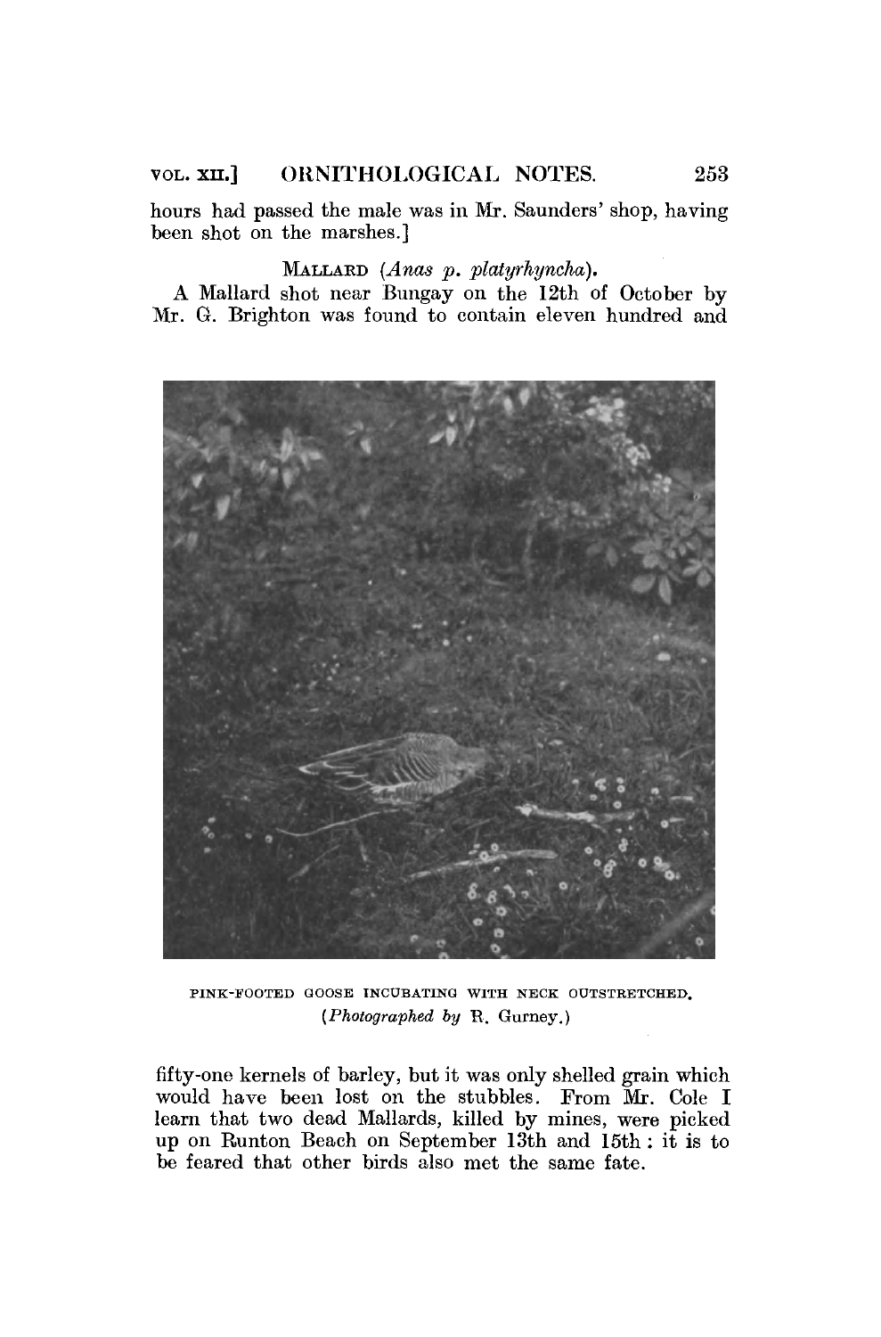hours had passed the male was in Mr. Saunders' shop, having been shot on the marshes.]

MALLARD (*Anas p. platyrhyncha*).

A Mallard shot near Bungay on the 12th of October by Mr. G. Brighton was found to contain eleven hundred and fifty-one kernels of barley, but it was only shelled grain which would have been lost on the stubbles. From Mr. Cole I learn that two dead Mallards, killed by mines, were picked up on Runton Beach on September 13th and 15th : it is to be feared that other birds also met the same fate.

PINK-FOOTED GOOSE INCUBATING WITH NECK OUTSTRETCHED.
(*Photographed by* R. Gurney.)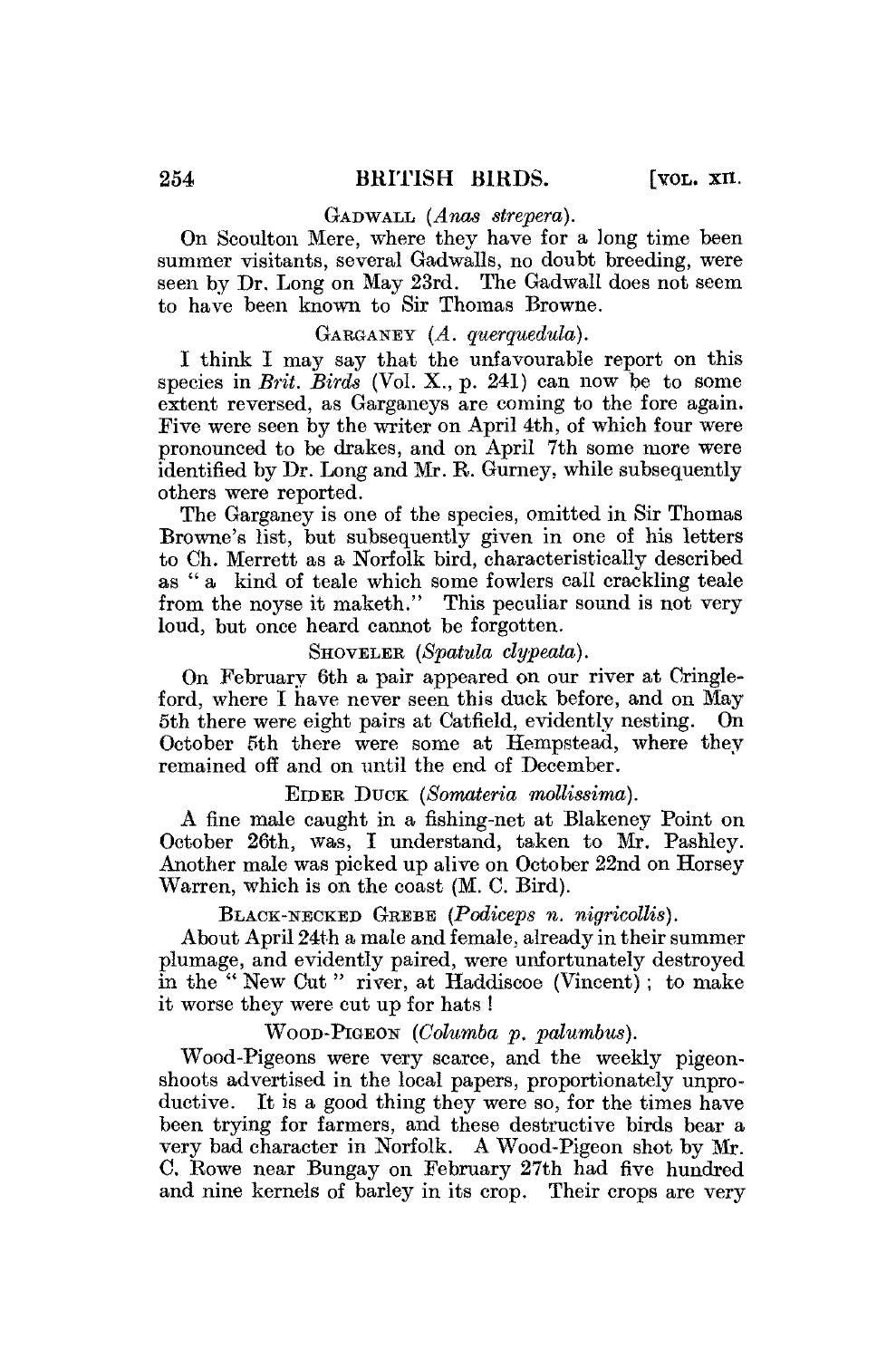### Gadwall (*Anas strepera*).

On Scoulton Mere, where they have for a long time been summer visitants, several Gadwalls, no doubt breeding, were seen by Dr. Long on May 23rd. The Gadwall does not seem to have been known to Sir Thomas Browne.

### Garganey (*A. querquedula*).

I think I may say that the unfavourable report on this species in *Brit. Birds* (Vol. X., p. 241) can now be to some extent reversed, as Garganeys are coming to the fore again. Five were seen by the writer on April 4th, of which four were pronounced to be drakes, and on April 7th some more were identified by Dr. Long and Mr. R. Gurney, while subsequently others were reported.

The Garganey is one of the species, omitted in Sir Thomas Browne's list, but subsequently given in one of his letters to Ch. Merrett as a Norfolk bird, characteristically described as "a kind of teale which some fowlers call crackling teale from the noyse it maketh." This peculiar sound is not very loud, but once heard cannot be forgotten.

### Shoveler (*Spatula clypeata*).

On February 6th a pair appeared on our river at Cringleford, where I have never seen this duck before, and on May 5th there were eight pairs at Catfield, evidently nesting. On October 5th there were some at Hempstead, where they remained off and on until the end of December.

### Eider Duck (*Somateria mollissima*).

A fine male caught in a fishing-net at Blakeney Point on October 26th, was, I understand, taken to Mr. Pashley. Another male was picked up alive on October 22nd on Horsey Warren, which is on the coast (M. C. Bird).

### Black-necked Grebe (*Podiceps n. nigricollis*).

About April 24th a male and female, already in their summer plumage, and evidently paired, were unfortunately destroyed in the "New Cut" river, at Haddiscoe (Vincent); to make it worse they were cut up for hats!

### Wood-Pigeon (*Columba p. palumbus*).

Wood-Pigeons were very scarce, and the weekly pigeon-shoots advertised in the local papers, proportionately unproductive. It is a good thing they were so, for the times have been trying for farmers, and these destructive birds bear a very bad character in Norfolk. A Wood-Pigeon shot by Mr. C. Rowe near Bungay on February 27th had five hundred and nine kernels of barley in its crop. Their crops are very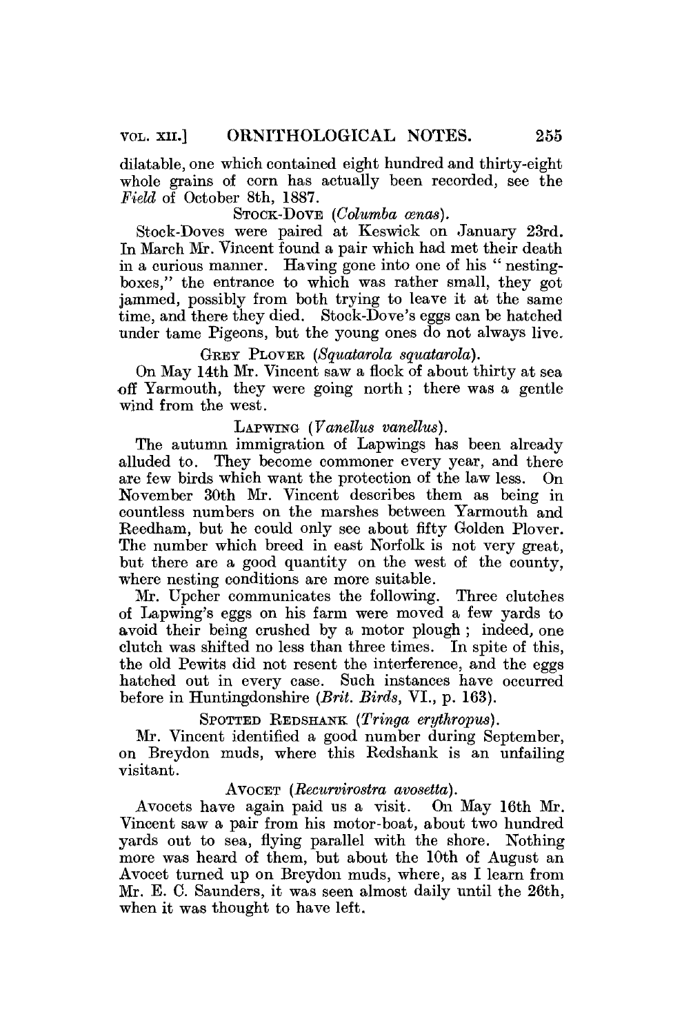dilatable, one which contained eight hundred and thirty-eight whole grains of corn has actually been recorded, see the *Field* of October 8th, 1887.

### Stock-Dove (*Columba œnas*).

Stock-Doves were paired at Keswick on January 23rd. In March Mr. Vincent found a pair which had met their death in a curious manner. Having gone into one of his "nesting-boxes," the entrance to which was rather small, they got jammed, possibly from both trying to leave it at the same time, and there they died. Stock-Dove's eggs can be hatched under tame Pigeons, but the young ones do not always live.

### Grey Plover (*Squatarola squatarola*).

On May 14th Mr. Vincent saw a flock of about thirty at sea off Yarmouth, they were going north; there was a gentle wind from the west.

### Lapwing (*Vanellus vanellus*).

The autumn immigration of Lapwings has been already alluded to. They become commoner every year, and there are few birds which want the protection of the law less. On November 30th Mr. Vincent describes them as being in countless numbers on the marshes between Yarmouth and Reedham, but he could only see about fifty Golden Plover. The number which breed in east Norfolk is not very great, but there are a good quantity on the west of the county, where nesting conditions are more suitable.

Mr. Upcher communicates the following. Three clutches of Lapwing's eggs on his farm were moved a few yards to avoid their being crushed by a motor plough; indeed, one clutch was shifted no less than three times. In spite of this, the old Pewits did not resent the interference, and the eggs hatched out in every case. Such instances have occurred before in Huntingdonshire (*Brit. Birds*, VI., p. 163).

### Spotted Redshank (*Tringa erythropus*).

Mr. Vincent identified a good number during September, on Breydon muds, where this Redshank is an unfailing visitant.

### Avocet (*Recurvirostra avosetta*).

Avocets have again paid us a visit. On May 16th Mr. Vincent saw a pair from his motor-boat, about two hundred yards out to sea, flying parallel with the shore. Nothing more was heard of them, but about the 10th of August an Avocet turned up on Breydon muds, where, as I learn from Mr. E. C. Saunders, it was seen almost daily until the 26th, when it was thought to have left.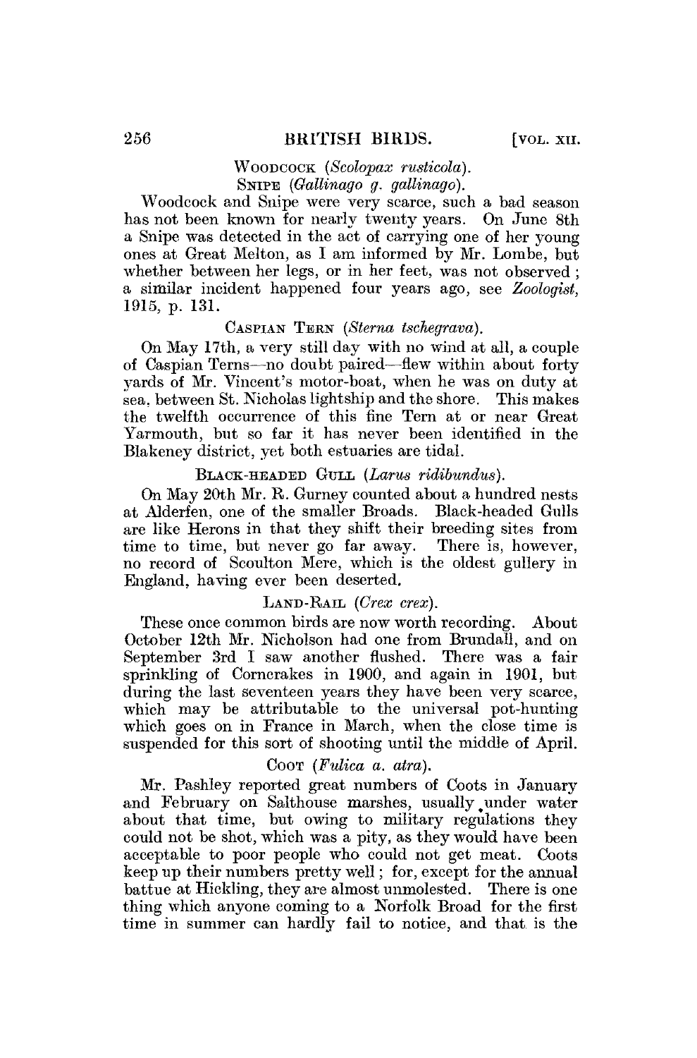WOODCOCK (*Scolopax rusticola*).
SNIPE (*Gallinago g. gallinago*).

Woodcock and Snipe were very scarce, such a bad season has not been known for nearly twenty years. On June 8th a Snipe was detected in the act of carrying one of her young ones at Great Melton, as I am informed by Mr. Lombe, but whether between her legs, or in her feet, was not observed; a similar incident happened four years ago, see *Zoologist*, 1915, p. 131.

CASPIAN TERN (*Sterna tschegrava*).

On May 17th, a very still day with no wind at all, a couple of Caspian Terns—no doubt paired—flew within about forty yards of Mr. Vincent's motor-boat, when he was on duty at sea, between St. Nicholas lightship and the shore. This makes the twelfth occurrence of this fine Tern at or near Great Yarmouth, but so far it has never been identified in the Blakeney district, yet both estuaries are tidal.

BLACK-HEADED GULL (*Larus ridibundus*).

On May 20th Mr. R. Gurney counted about a hundred nests at Alderfen, one of the smaller Broads. Black-headed Gulls are like Herons in that they shift their breeding sites from time to time, but never go far away. There is, however, no record of Scoulton Mere, which is the oldest gullery in England, having ever been deserted.

LAND-RAIL (*Crex crex*).

These once common birds are now worth recording. About October 12th Mr. Nicholson had one from Brundall, and on September 3rd I saw another flushed. There was a fair sprinkling of Corncrakes in 1900, and again in 1901, but during the last seventeen years they have been very scarce, which may be attributable to the universal pot-hunting which goes on in France in March, when the close time is suspended for this sort of shooting until the middle of April.

COOT (*Fulica a. atra*).

Mr. Pashley reported great numbers of Coots in January and February on Salthouse marshes, usually under water about that time, but owing to military regulations they could not be shot, which was a pity, as they would have been acceptable to poor people who could not get meat. Coots keep up their numbers pretty well; for, except for the annual battue at Hickling, they are almost unmolested. There is one thing which anyone coming to a Norfolk Broad for the first time in summer can hardly fail to notice, and that is the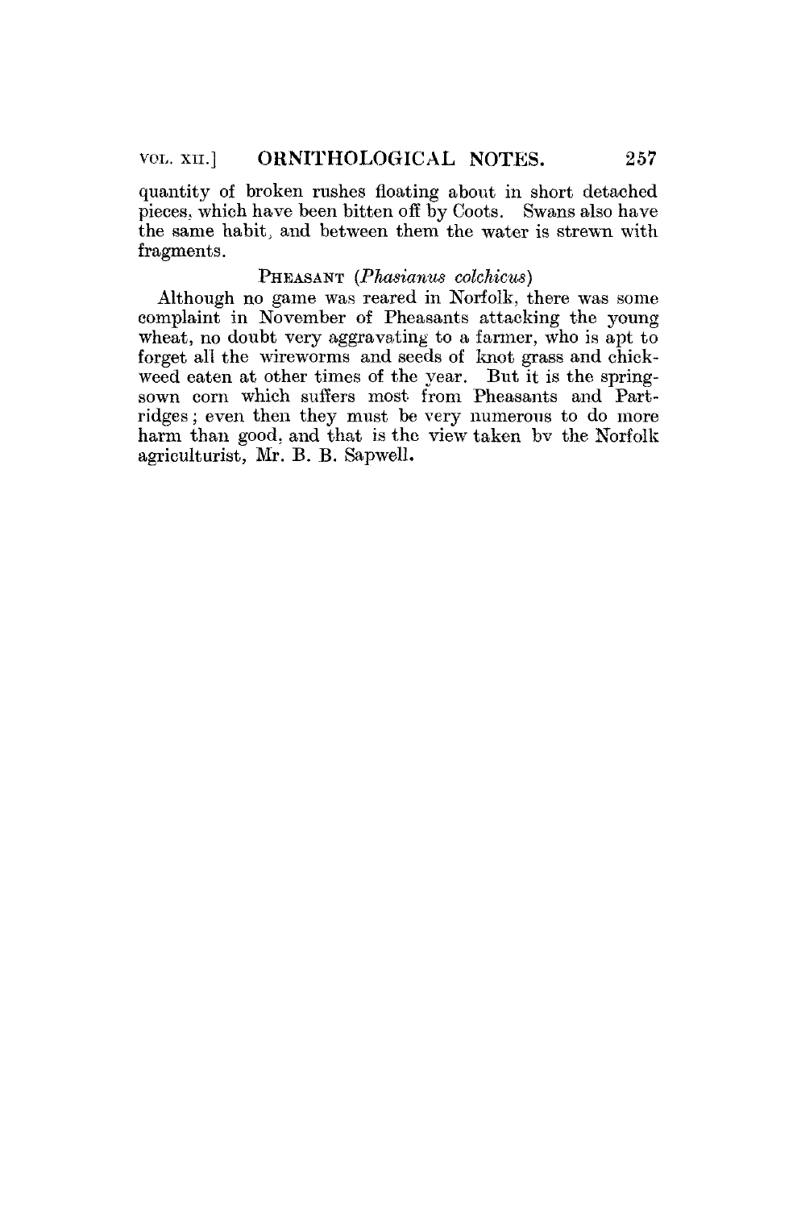quantity of broken rushes floating about in short detached pieces, which have been bitten off by Coots. Swans also have the same habit, and between them the water is strewn with fragments.

### PHEASANT (*Phasianus colchicus*)

Although no game was reared in Norfolk, there was some complaint in November of Pheasants attacking the young wheat, no doubt very aggravating to a farmer, who is apt to forget all the wireworms and seeds of knot grass and chickweed eaten at other times of the year. But it is the spring-sown corn which suffers most from Pheasants and Partridges; even then they must be very numerous to do more harm than good, and that is the view taken bv the Norfolk agriculturist, Mr. B. B. Sapwell.